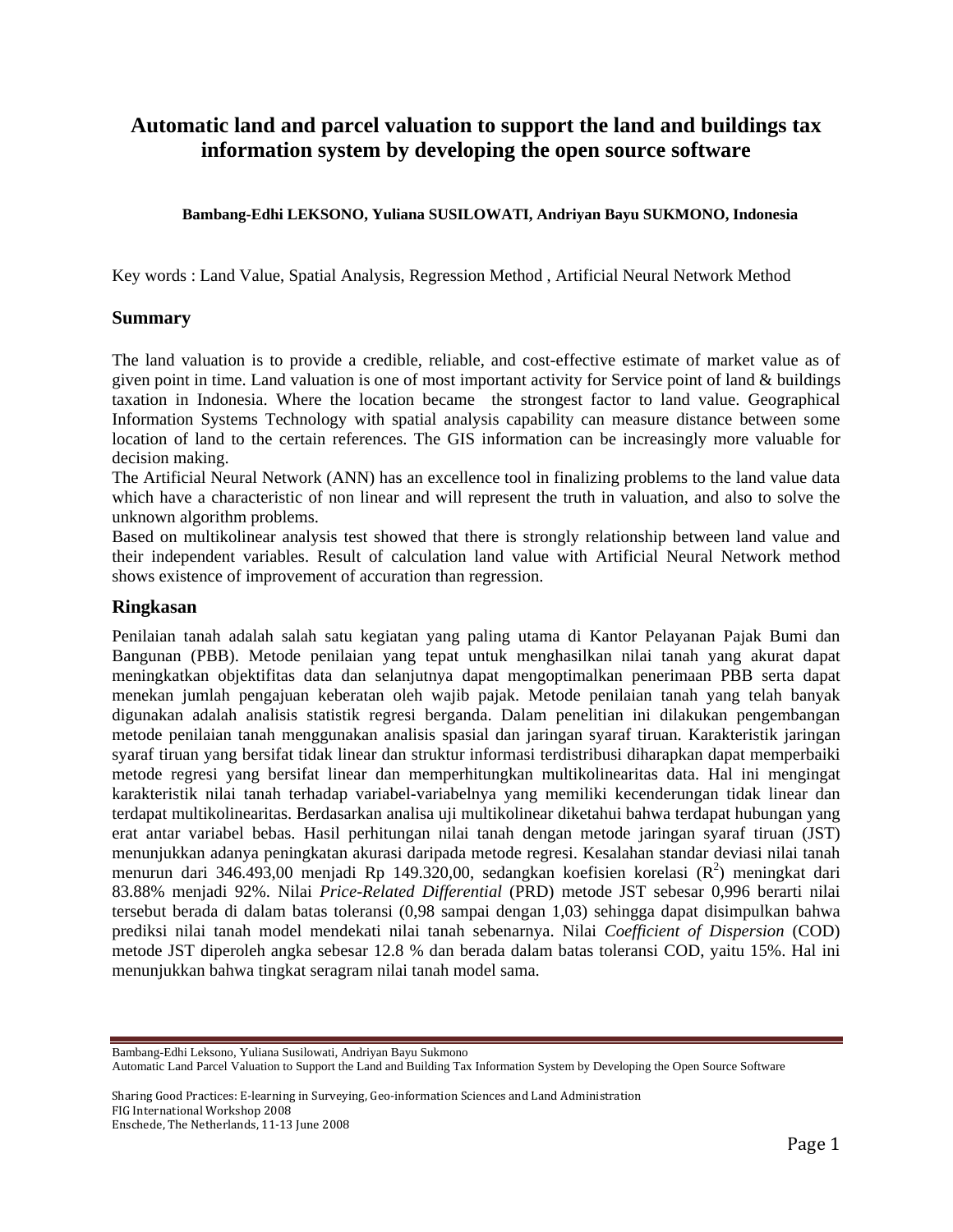# Automatic land and parcel valuation to support the land and buildings tax information system by developing the open source software

**Bambang-Edhi LEKSONO, Yuliana SUSILOWATI, Andriyan Bayu SUKMONO, Indonesia**

Key words : Land Value, Spatial Analysis, Regression Method , Artificial Neural Network Method

## Summary

The land valuation is to provide a credible, reliable, and cost-effective estimate of market value as of given point in time. Land valuation is one of most important activity for Service point of land & buildings taxation in Indonesia. Where the location became the strongest factor to land value. Geographical Information Systems Technology with spatial analysis capability can measure distance between some location of land to the certain references. The GIS information can be increasingly more valuable for decision making.

The Artificial Neural Network (ANN) has an excellence tool in finalizing problems to the land value data which have a characteristic of non linear and will represent the truth in valuation, and also to solve the unknown algorithm problems.

Based on multikolinear analysis test showed that there is strongly relationship between land value and their independent variables. Result of calculation land value with Artificial Neural Network method shows existence of improvement of accuration than regression.

## Ringkasan

Penilaian tanah adalah salah satu kegiatan yang paling utama di Kantor Pelayanan Pajak Bumi dan Bangunan (PBB). Metode penilaian yang tepat untuk menghasilkan nilai tanah yang akurat dapat meningkatkan objektifitas data dan selanjutnya dapat mengoptimalkan penerimaan PBB serta dapat menekan jumlah pengajuan keberatan oleh wajib pajak. Metode penilaian tanah yang telah banyak digunakan adalah analisis statistik regresi berganda. Dalam penelitian ini dilakukan pengembangan metode penilaian tanah menggunakan analisis spasial dan jaringan syaraf tiruan. Karakteristik jaringan syaraf tiruan yang bersifat tidak linear dan struktur informasi terdistribusi diharapkan dapat memperbaiki metode regresi yang bersifat linear dan memperhitungkan multikolinearitas data. Hal ini mengingat karakteristik nilai tanah terhadap variabel-variabelnya yang memiliki kecenderungan tidak linear dan terdapat multikolinearitas. Berdasarkan analisa uji multikolinear diketahui bahwa terdapat hubungan yang erat antar variabel bebas. Hasil perhitungan nilai tanah dengan metode jaringan syaraf tiruan (JST) menunjukkan adanya peningkatan akurasi daripada metode regresi. Kesalahan standar deviasi nilai tanah menurun dari 346.493,00 menjadi Rp 149.320,00, sedangkan koefisien korelasi ($R^2$) meningkat dari 83.88% menjadi 92%. Nilai *Price-Related Differential* (PRD) metode JST sebesar 0,996 berarti nilai tersebut berada di dalam batas toleransi (0,98 sampai dengan 1,03) sehingga dapat disimpulkan bahwa prediksi nilai tanah model mendekati nilai tanah sebenarnya. Nilai *Coefficient of Dispersion* (COD) metode JST diperoleh angka sebesar 12.8 % dan berada dalam batas toleransi COD, yaitu 15%. Hal ini menunjukkan bahwa tingkat seragram nilai tanah model sama.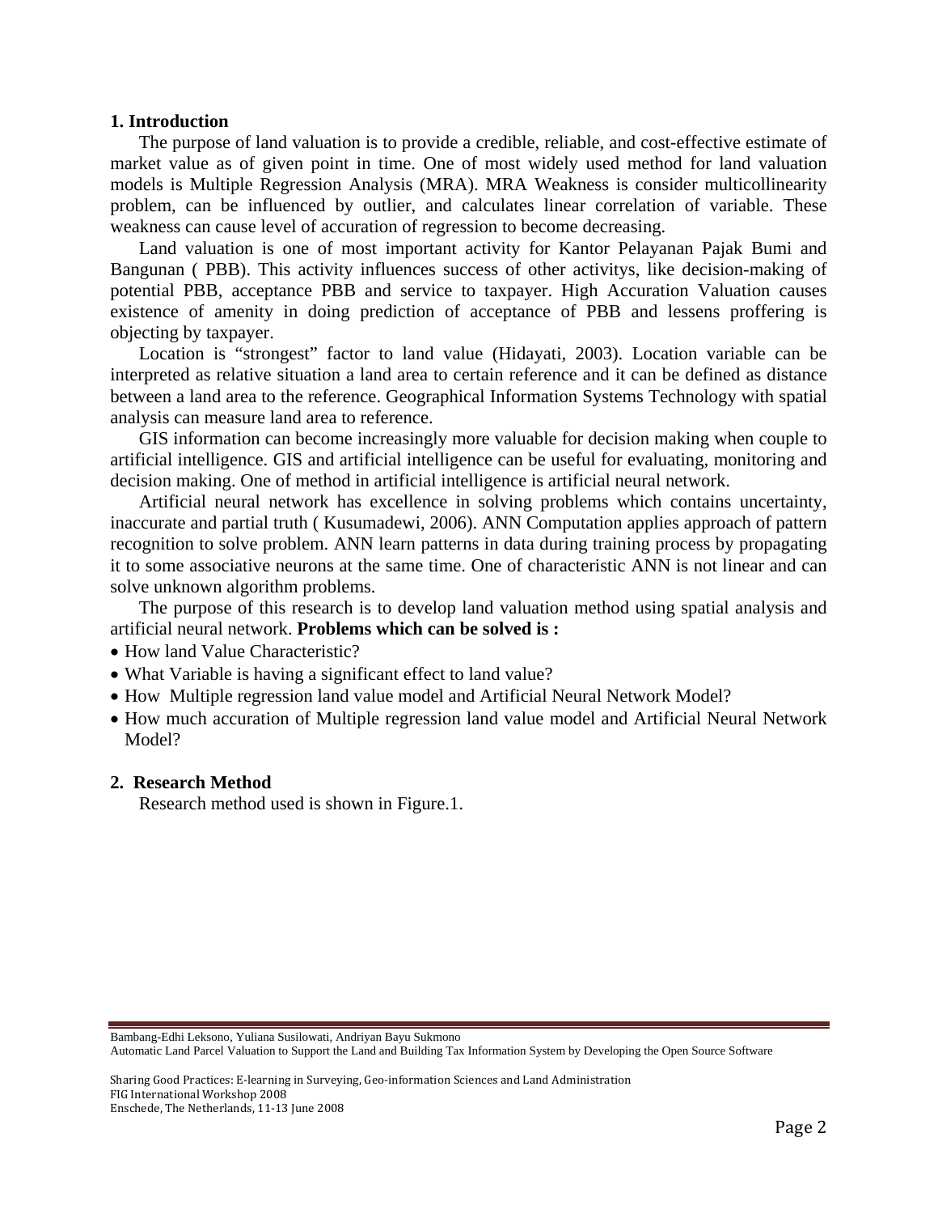## 1. Introduction

The purpose of land valuation is to provide a credible, reliable, and cost-effective estimate of market value as of given point in time. One of most widely used method for land valuation models is Multiple Regression Analysis (MRA). MRA Weakness is consider multicollinearity problem, can be influenced by outlier, and calculates linear correlation of variable. These weakness can cause level of accuration of regression to become decreasing.

Land valuation is one of most important activity for Kantor Pelayanan Pajak Bumi and Bangunan ( PBB). This activity influences success of other activitys, like decision-making of potential PBB, acceptance PBB and service to taxpayer. High Accuration Valuation causes existence of amenity in doing prediction of acceptance of PBB and lessens proffering is objecting by taxpayer.

Location is "strongest" factor to land value (Hidayati, 2003). Location variable can be interpreted as relative situation a land area to certain reference and it can be defined as distance between a land area to the reference. Geographical Information Systems Technology with spatial analysis can measure land area to reference.

GIS information can become increasingly more valuable for decision making when couple to artificial intelligence. GIS and artificial intelligence can be useful for evaluating, monitoring and decision making. One of method in artificial intelligence is artificial neural network.

Artificial neural network has excellence in solving problems which contains uncertainty, inaccurate and partial truth ( Kusumadewi, 2006). ANN Computation applies approach of pattern recognition to solve problem. ANN learn patterns in data during training process by propagating it to some associative neurons at the same time. One of characteristic ANN is not linear and can solve unknown algorithm problems.

The purpose of this research is to develop land valuation method using spatial analysis and artificial neural network. **Problems which can be solved is :**

- How land Value Characteristic?
- What Variable is having a significant effect to land value?
- How Multiple regression land value model and Artificial Neural Network Model?
- How much accuration of Multiple regression land value model and Artificial Neural Network Model?

## 2. Research Method

Research method used is shown in Figure.1.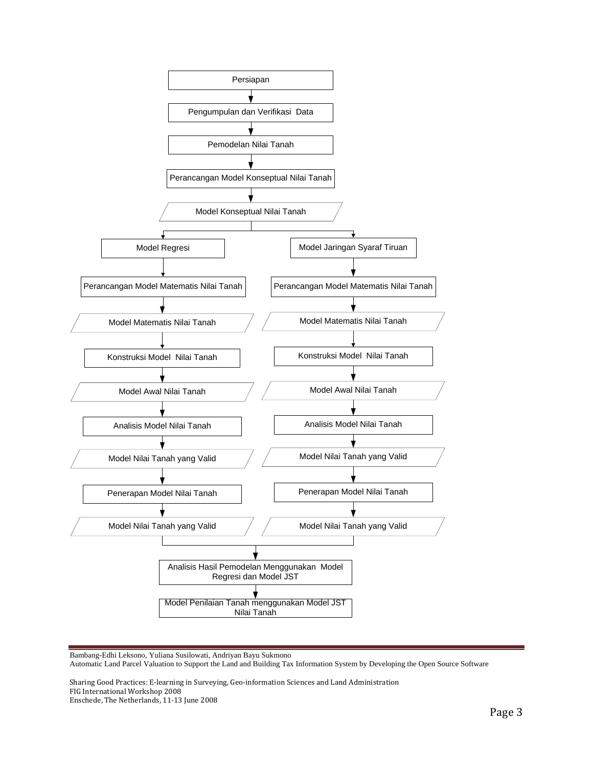Persiapan

↓

Pengumpulan dan Verifikasi Data

↓

Pemodelan Nilai Tanah

↓

Perancangan Model Konseptual Nilai Tanah

↓

Model Konseptual Nilai Tanah

| Model Regresi | Model Jaringan Syaraf Tiruan |
| --- | --- |
| ↓ | ↓ |
| Perancangan Model Matematis Nilai Tanah | Perancangan Model Matematis Nilai Tanah |
| ↓ | ↓ |
| Model Matematis Nilai Tanah | Model Matematis Nilai Tanah |
| ↓ | ↓ |
| Konstruksi Model Nilai Tanah | Konstruksi Model Nilai Tanah |
| ↓ | ↓ |
| Model Awal Nilai Tanah | Model Awal Nilai Tanah |
| ↓ | ↓ |
| Analisis Model Nilai Tanah | Analisis Model Nilai Tanah |
| ↓ | ↓ |
| Model Nilai Tanah yang Valid | Model Nilai Tanah yang Valid |
| ↓ | ↓ |
| Penerapan Model Nilai Tanah | Penerapan Model Nilai Tanah |
| ↓ | ↓ |
| Model Nilai Tanah yang Valid | Model Nilai Tanah yang Valid |

↓

Analisis Hasil Pemodelan Menggunakan Model Regresi dan Model JST

↓

Model Penilaian Tanah menggunakan Model JST Nilai Tanah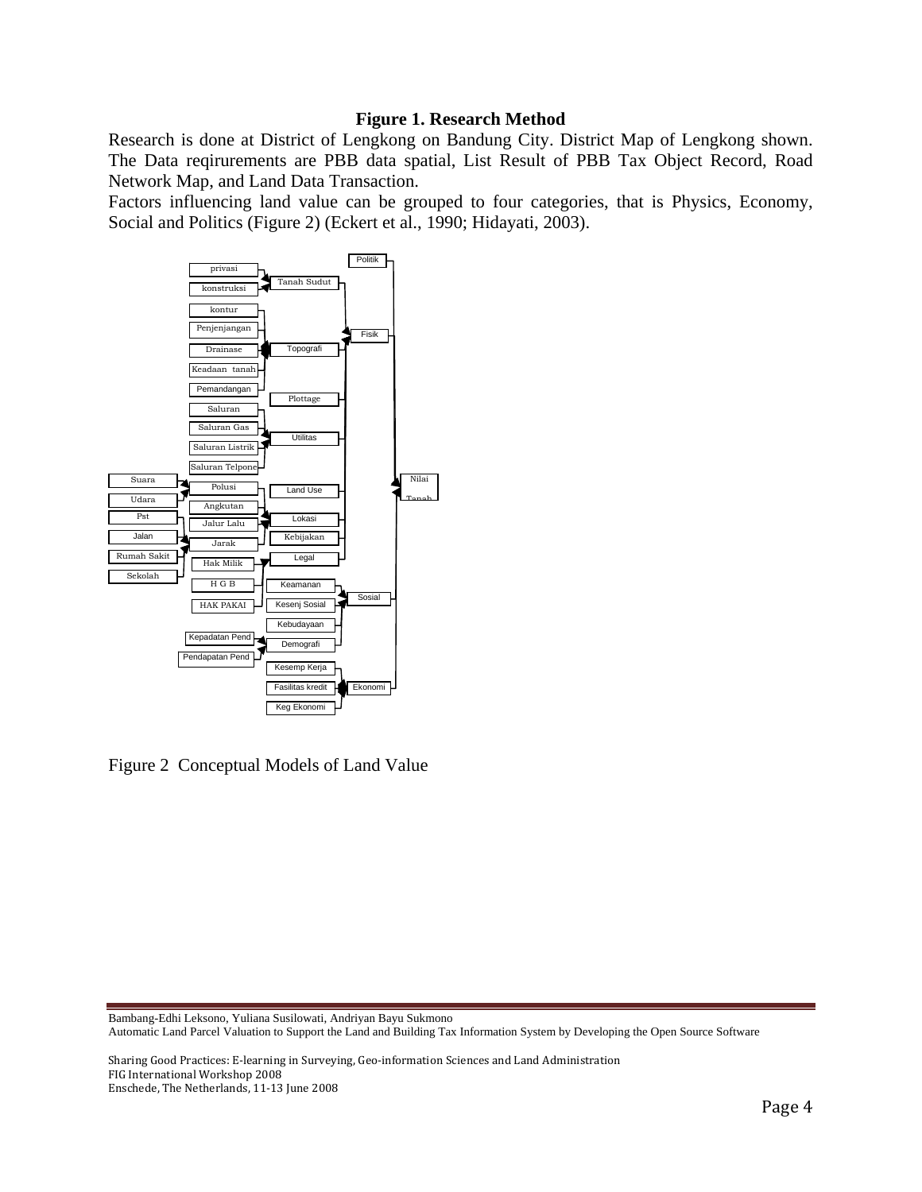**Figure 1. Research Method**

Research is done at District of Lengkong on Bandung City. District Map of Lengkong shown. The Data reqirurements are PBB data spatial, List Result of PBB Tax Object Record, Road Network Map, and Land Data Transaction.

Factors influencing land value can be grouped to four categories, that is Physics, Economy, Social and Politics (Figure 2) (Eckert et al., 1990; Hidayati, 2003).

Figure 2 Conceptual Models of Land Value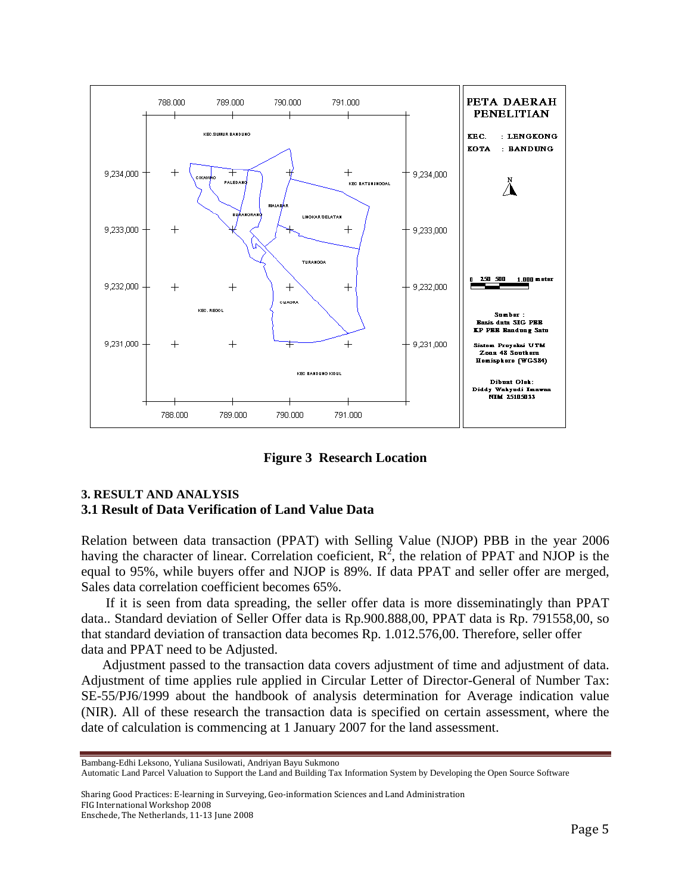**Figure 3 Research Location**

### 3. RESULT AND ANALYSIS

### 3.1 Result of Data Verification of Land Value Data

Relation between data transaction (PPAT) with Selling Value (NJOP) PBB in the year 2006 having the character of linear. Correlation coeficient, $R^2$, the relation of PPAT and NJOP is the equal to 95%, while buyers offer and NJOP is 89%. If data PPAT and seller offer are merged, Sales data correlation coefficient becomes 65%.

If it is seen from data spreading, the seller offer data is more disseminatingly than PPAT data.. Standard deviation of Seller Offer data is Rp.900.888,00, PPAT data is Rp. 791558,00, so that standard deviation of transaction data becomes Rp. 1.012.576,00. Therefore, seller offer data and PPAT need to be Adjusted.

Adjustment passed to the transaction data covers adjustment of time and adjustment of data. Adjustment of time applies rule applied in Circular Letter of Director-General of Number Tax: SE-55/PJ6/1999 about the handbook of analysis determination for Average indication value (NIR). All of these research the transaction data is specified on certain assessment, where the date of calculation is commencing at 1 January 2007 for the land assessment.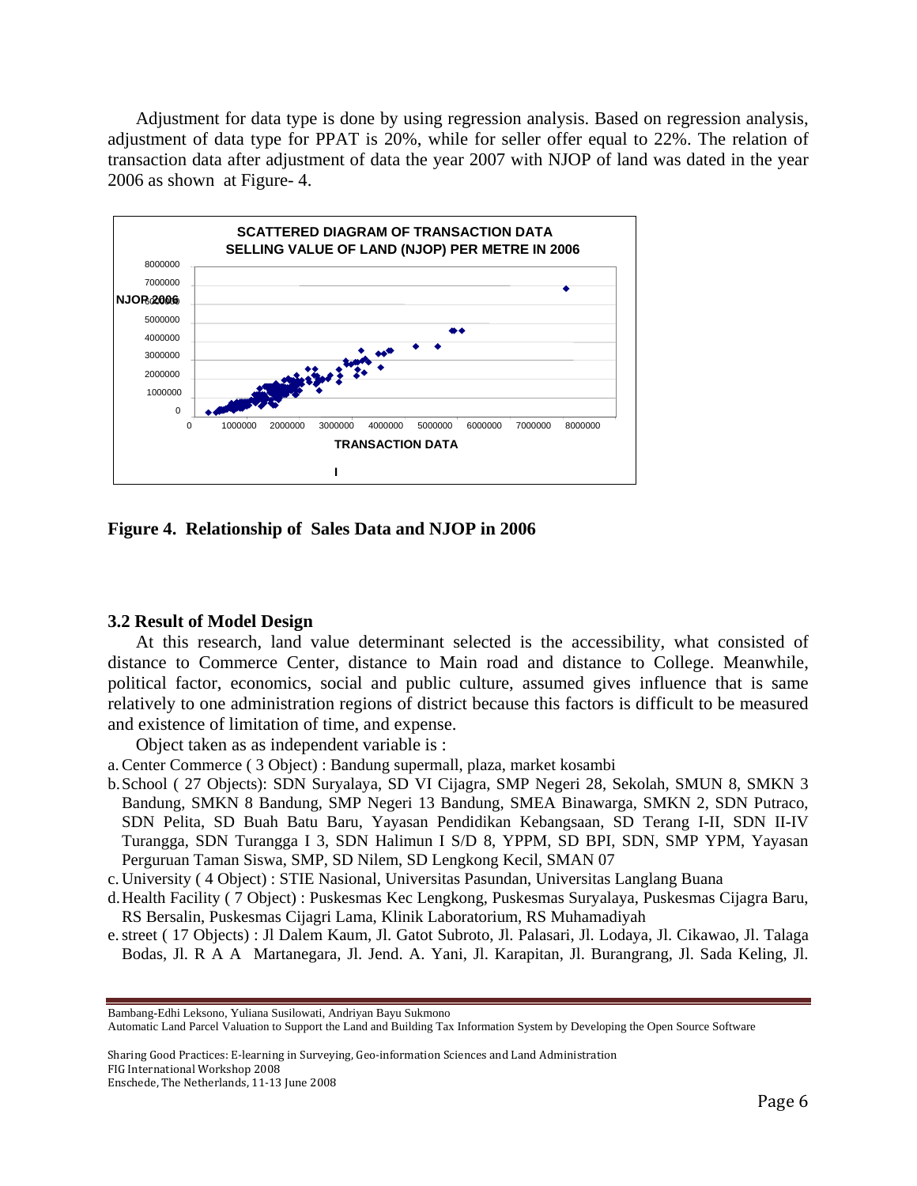Adjustment for data type is done by using regression analysis. Based on regression analysis, adjustment of data type for PPAT is 20%, while for seller offer equal to 22%. The relation of transaction data after adjustment of data the year 2007 with NJOP of land was dated in the year 2006 as shown at Figure- 4.

**Figure 4. Relationship of Sales Data and NJOP in 2006**

### 3.2 Result of Model Design

At this research, land value determinant selected is the accessibility, what consisted of distance to Commerce Center, distance to Main road and distance to College. Meanwhile, political factor, economics, social and public culture, assumed gives influence that is same relatively to one administration regions of district because this factors is difficult to be measured and existence of limitation of time, and expense.

Object taken as as independent variable is :

a. Center Commerce ( 3 Object) : Bandung supermall, plaza, market kosambi
b. School ( 27 Objects): SDN Suryalaya, SD VI Cijagra, SMP Negeri 28, Sekolah, SMUN 8, SMKN 3 Bandung, SMKN 8 Bandung, SMP Negeri 13 Bandung, SMEA Binawarga, SMKN 2, SDN Putraco, SDN Pelita, SD Buah Batu Baru, Yayasan Pendidikan Kebangsaan, SD Terang I-II, SDN II-IV Turangga, SDN Turangga I 3, SDN Halimun I S/D 8, YPPM, SD BPI, SDN, SMP YPM, Yayasan Perguruan Taman Siswa, SMP, SD Nilem, SD Lengkong Kecil, SMAN 07
c. University ( 4 Object) : STIE Nasional, Universitas Pasundan, Universitas Langlang Buana
d. Health Facility ( 7 Object) : Puskesmas Kec Lengkong, Puskesmas Suryalaya, Puskesmas Cijagra Baru, RS Bersalin, Puskesmas Cijagri Lama, Klinik Laboratorium, RS Muhamadiyah
e. street ( 17 Objects) : Jl Dalem Kaum, Jl. Gatot Subroto, Jl. Palasari, Jl. Lodaya, Jl. Cikawao, Jl. Talaga Bodas, Jl. R A A Martanegara, Jl. Jend. A. Yani, Jl. Karapitan, Jl. Burangrang, Jl. Sada Keling, Jl.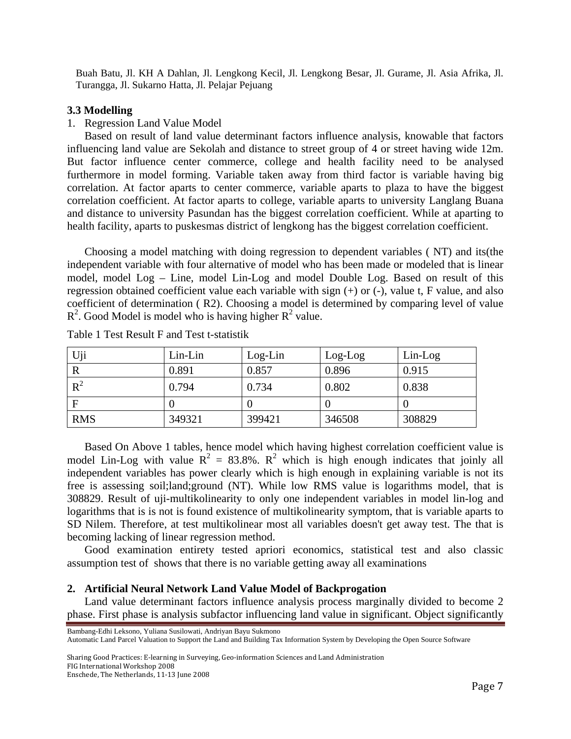Buah Batu, Jl. KH A Dahlan, Jl. Lengkong Kecil, Jl. Lengkong Besar, Jl. Gurame, Jl. Asia Afrika, Jl. Turangga, Jl. Sukarno Hatta, Jl. Pelajar Pejuang

### 3.3 Modelling

1. Regression Land Value Model

Based on result of land value determinant factors influence analysis, knowable that factors influencing land value are Sekolah and distance to street group of 4 or street having wide 12m. But factor influence center commerce, college and health facility need to be analysed furthermore in model forming. Variable taken away from third factor is variable having big correlation. At factor aparts to center commerce, variable aparts to plaza to have the biggest correlation coefficient. At factor aparts to college, variable aparts to university Langlang Buana and distance to university Pasundan has the biggest correlation coefficient. While at aparting to health facility, aparts to puskesmas district of lengkong has the biggest correlation coefficient.

Choosing a model matching with doing regression to dependent variables ( NT) and its(the independent variable with four alternative of model who has been made or modeled that is linear model, model Log – Line, model Lin-Log and model Double Log. Based on result of this regression obtained coefficient value each variable with sign (+) or (-), value t, F value, and also coefficient of determination ( R2). Choosing a model is determined by comparing level of value $R^2$. Good Model is model who is having higher $R^2$ value.

Table 1 Test Result F and Test t-statistik

| Uji | Lin-Lin | Log-Lin | Log-Log | Lin-Log |
|---|---|---|---|---|
| R | 0.891 | 0.857 | 0.896 | 0.915 |
| $R^2$ | 0.794 | 0.734 | 0.802 | 0.838 |
| F | 0 | 0 | 0 | 0 |
| RMS | 349321 | 399421 | 346508 | 308829 |

Based On Above 1 tables, hence model which having highest correlation coefficient value is model Lin-Log with value $R^2$ = 83.8%. $R^2$ which is high enough indicates that joinly all independent variables has power clearly which is high enough in explaining variable is not its free is assessing soil;land;ground (NT). While low RMS value is logarithms model, that is 308829. Result of uji-multikolinearity to only one independent variables in model lin-log and logarithms that is is not is found existence of multikolinearity symptom, that is variable aparts to SD Nilem. Therefore, at test multikolinear most all variables doesn't get away test. The that is becoming lacking of linear regression method.

Good examination entirety tested apriori economics, statistical test and also classic assumption test of shows that there is no variable getting away all examinations

2. **Artificial Neural Network Land Value Model of Backprogation**

Land value determinant factors influence analysis process marginally divided to become 2 phase. First phase is analysis subfactor influencing land value in significant. Object significantly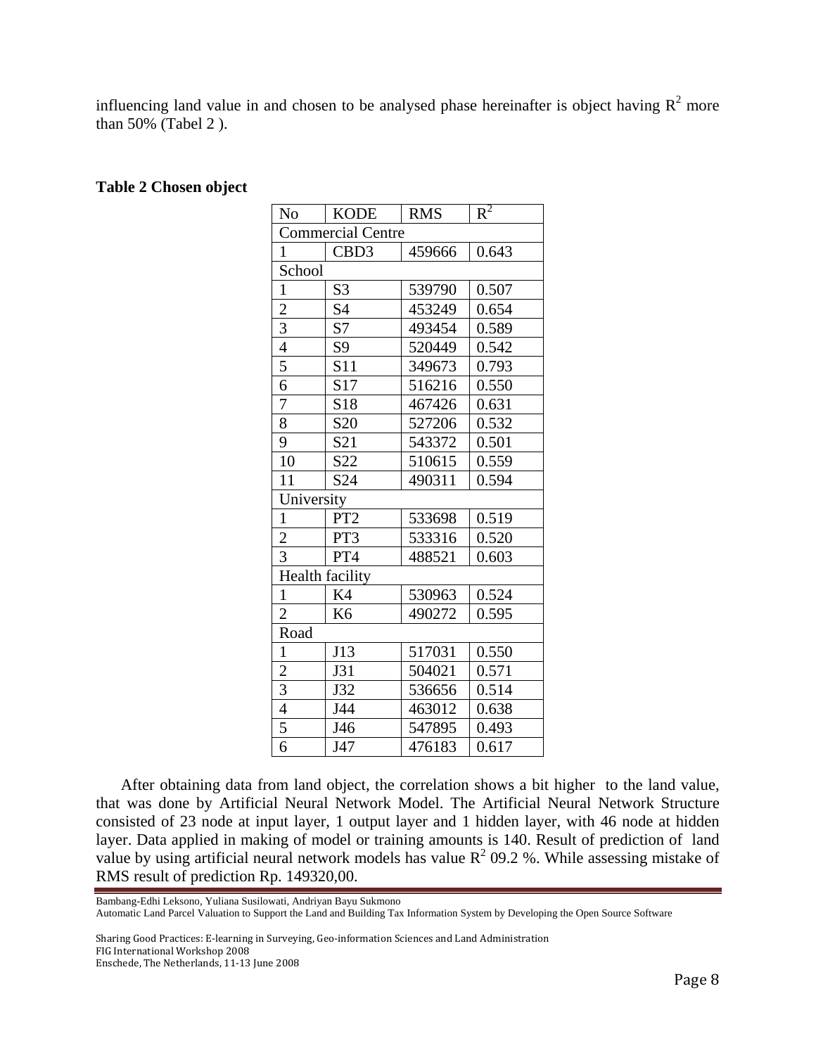influencing land value in and chosen to be analysed phase hereinafter is object having $R^2$ more than 50% (Tabel 2 ).

**Table 2 Chosen object**

| No | KODE | RMS | $R^2$ |
|---|---|---|---|
| Commercial Centre | | | |
| 1 | CBD3 | 459666 | 0.643 |
| School | | | |
| 1 | S3 | 539790 | 0.507 |
| 2 | S4 | 453249 | 0.654 |
| 3 | S7 | 493454 | 0.589 |
| 4 | S9 | 520449 | 0.542 |
| 5 | S11 | 349673 | 0.793 |
| 6 | S17 | 516216 | 0.550 |
| 7 | S18 | 467426 | 0.631 |
| 8 | S20 | 527206 | 0.532 |
| 9 | S21 | 543372 | 0.501 |
| 10 | S22 | 510615 | 0.559 |
| 11 | S24 | 490311 | 0.594 |
| University | | | |
| 1 | PT2 | 533698 | 0.519 |
| 2 | PT3 | 533316 | 0.520 |
| 3 | PT4 | 488521 | 0.603 |
| Health facility | | | |
| 1 | K4 | 530963 | 0.524 |
| 2 | K6 | 490272 | 0.595 |
| Road | | | |
| 1 | J13 | 517031 | 0.550 |
| 2 | J31 | 504021 | 0.571 |
| 3 | J32 | 536656 | 0.514 |
| 4 | J44 | 463012 | 0.638 |
| 5 | J46 | 547895 | 0.493 |
| 6 | J47 | 476183 | 0.617 |

After obtaining data from land object, the correlation shows a bit higher to the land value, that was done by Artificial Neural Network Model. The Artificial Neural Network Structure consisted of 23 node at input layer, 1 output layer and 1 hidden layer, with 46 node at hidden layer. Data applied in making of model or training amounts is 140. Result of prediction of land value by using artificial neural network models has value $R^2$ 09.2 %. While assessing mistake of RMS result of prediction Rp. 149320,00.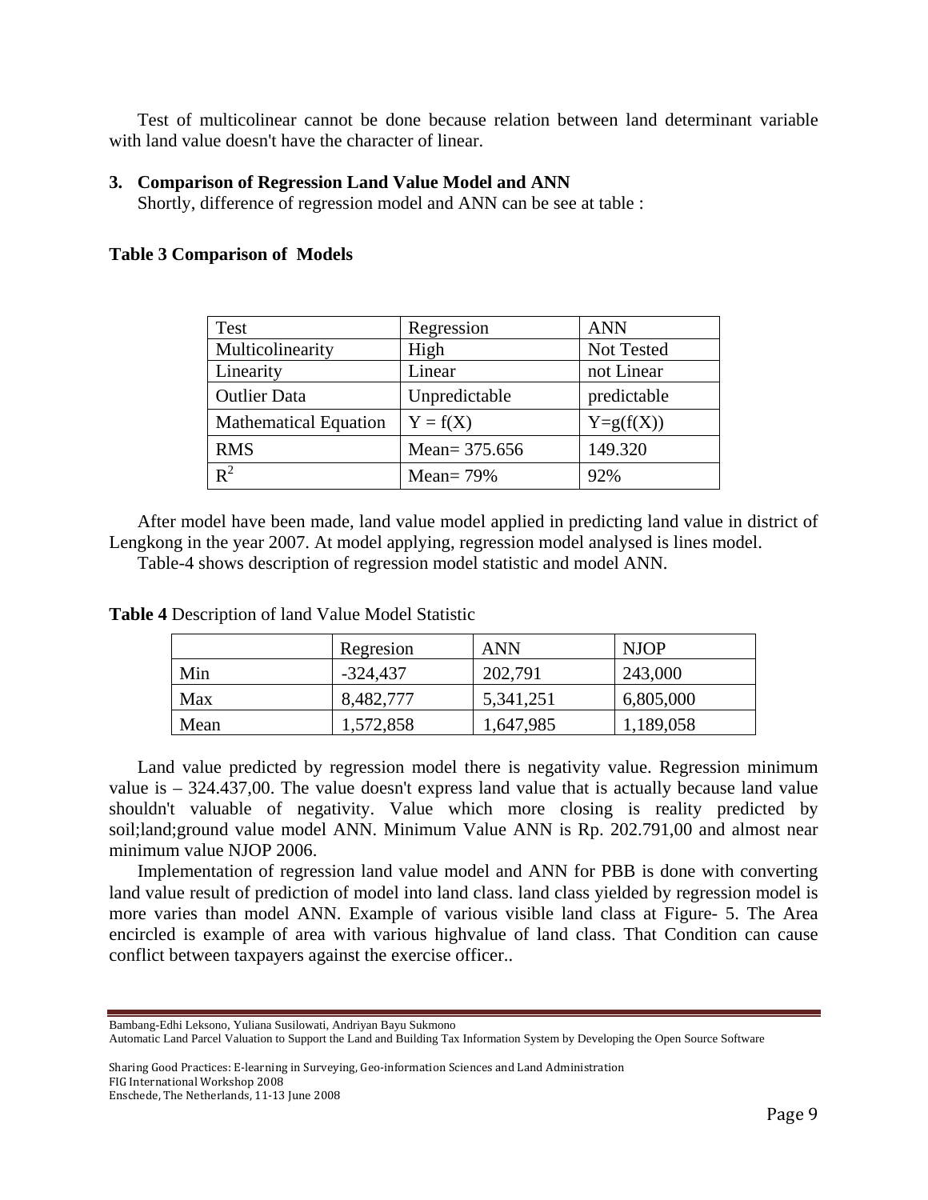Test of multicolinear cannot be done because relation between land determinant variable with land value doesn't have the character of linear.

### 3. Comparison of Regression Land Value Model and ANN

Shortly, difference of regression model and ANN can be see at table :

**Table 3 Comparison of Models**

| Test | Regression | ANN |
|---|---|---|
| Multicolinearity | High | Not Tested |
| Linearity | Linear | not Linear |
| Outlier Data | Unpredictable | predictable |
| Mathematical Equation | $Y = f(X)$ | $Y=g(f(X))$ |
| RMS | Mean= 375.656 | 149.320 |
| $R^2$ | Mean= 79% | 92% |

After model have been made, land value model applied in predicting land value in district of Lengkong in the year 2007. At model applying, regression model analysed is lines model.

Table-4 shows description of regression model statistic and model ANN.

**Table 4** Description of land Value Model Statistic

| | Regresion | ANN | NJOP |
|---|---|---|---|
| Min | -324,437 | 202,791 | 243,000 |
| Max | 8,482,777 | 5,341,251 | 6,805,000 |
| Mean | 1,572,858 | 1,647,985 | 1,189,058 |

Land value predicted by regression model there is negativity value. Regression minimum value is – 324.437,00. The value doesn't express land value that is actually because land value shouldn't valuable of negativity. Value which more closing is reality predicted by soil;land;ground value model ANN. Minimum Value ANN is Rp. 202.791,00 and almost near minimum value NJOP 2006.

Implementation of regression land value model and ANN for PBB is done with converting land value result of prediction of model into land class. land class yielded by regression model is more varies than model ANN. Example of various visible land class at Figure- 5. The Area encircled is example of area with various highvalue of land class. That Condition can cause conflict between taxpayers against the exercise officer..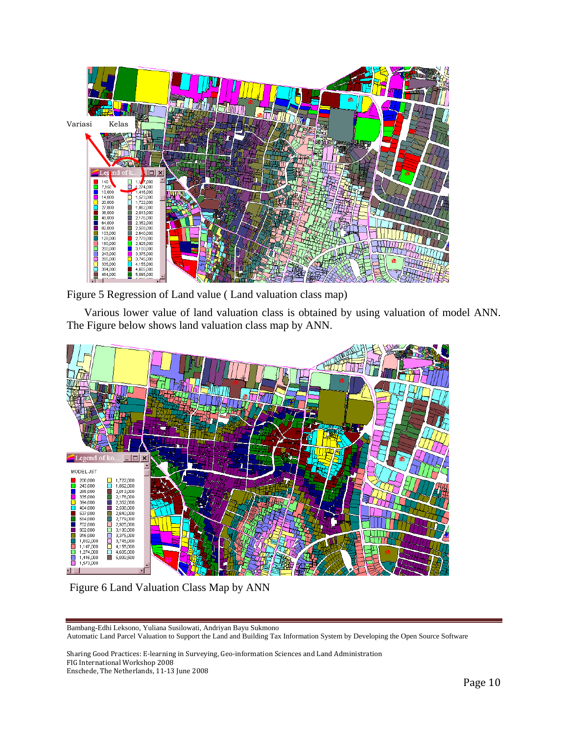Figure 5 Regression of Land value ( Land valuation class map)

Various lower value of land valuation class is obtained by using valuation of model ANN. The Figure below shows land valuation class map by ANN.

Figure 6 Land Valuation Class Map by ANN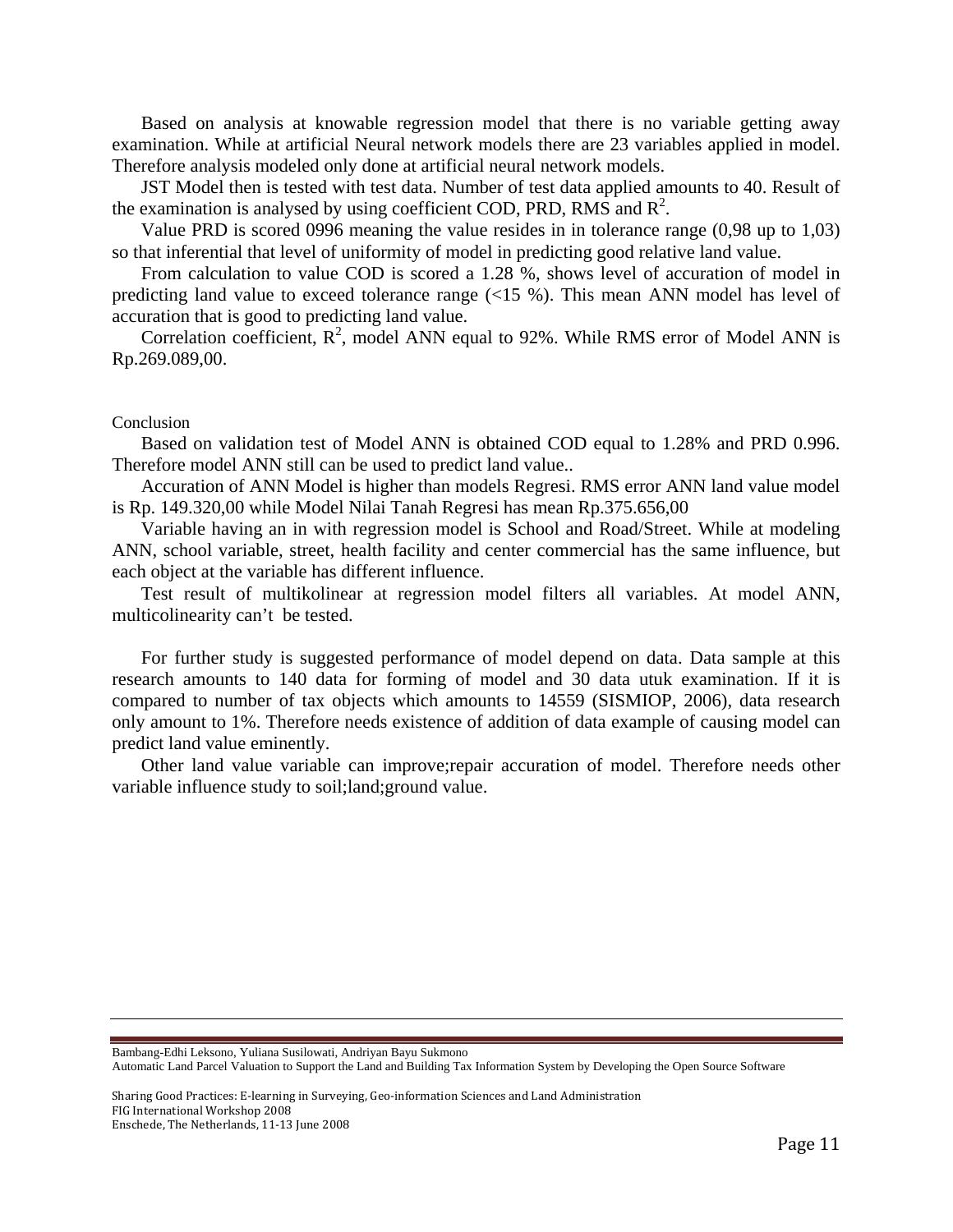Based on analysis at knowable regression model that there is no variable getting away examination. While at artificial Neural network models there are 23 variables applied in model. Therefore analysis modeled only done at artificial neural network models.

JST Model then is tested with test data. Number of test data applied amounts to 40. Result of the examination is analysed by using coefficient COD, PRD, RMS and $R^2$.

Value PRD is scored 0996 meaning the value resides in in tolerance range (0,98 up to 1,03) so that inferential that level of uniformity of model in predicting good relative land value.

From calculation to value COD is scored a 1.28 %, shows level of accuration of model in predicting land value to exceed tolerance range (<15 %). This mean ANN model has level of accuration that is good to predicting land value.

Correlation coefficient, $R^2$, model ANN equal to 92%. While RMS error of Model ANN is Rp.269.089,00.

## Conclusion

Based on validation test of Model ANN is obtained COD equal to 1.28% and PRD 0.996. Therefore model ANN still can be used to predict land value..

Accuration of ANN Model is higher than models Regresi. RMS error ANN land value model is Rp. 149.320,00 while Model Nilai Tanah Regresi has mean Rp.375.656,00

Variable having an in with regression model is School and Road/Street. While at modeling ANN, school variable, street, health facility and center commercial has the same influence, but each object at the variable has different influence.

Test result of multikolinear at regression model filters all variables. At model ANN, multicolinearity can't be tested.

For further study is suggested performance of model depend on data. Data sample at this research amounts to 140 data for forming of model and 30 data utuk examination. If it is compared to number of tax objects which amounts to 14559 (SISMIOP, 2006), data research only amount to 1%. Therefore needs existence of addition of data example of causing model can predict land value eminently.

Other land value variable can improve;repair accuration of model. Therefore needs other variable influence study to soil;land;ground value.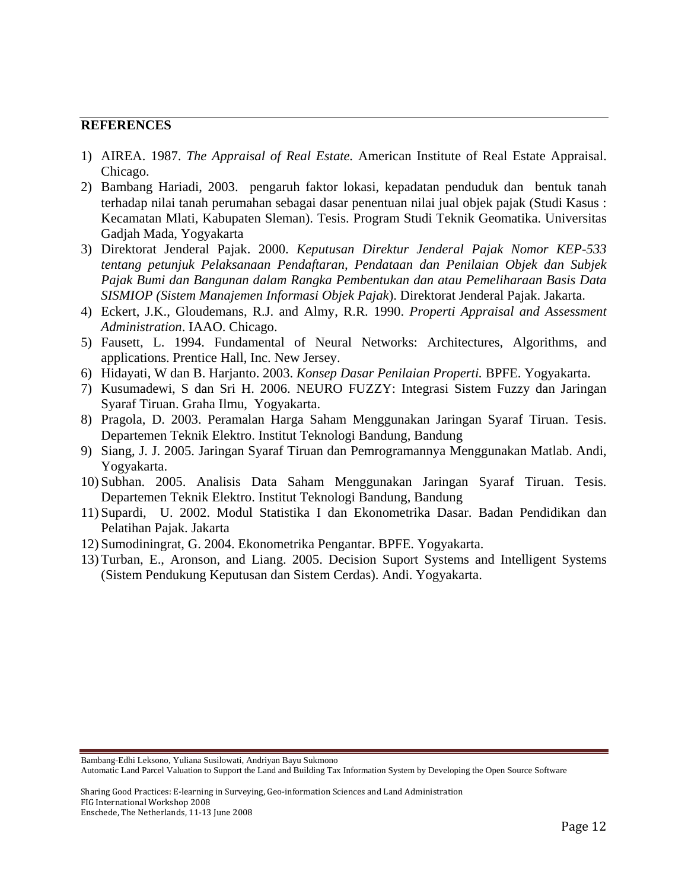## REFERENCES

1) AIREA. 1987. *The Appraisal of Real Estate*. American Institute of Real Estate Appraisal. Chicago.
2) Bambang Hariadi, 2003. pengaruh faktor lokasi, kepadatan penduduk dan bentuk tanah terhadap nilai tanah perumahan sebagai dasar penentuan nilai jual objek pajak (Studi Kasus : Kecamatan Mlati, Kabupaten Sleman). Tesis. Program Studi Teknik Geomatika. Universitas Gadjah Mada, Yogyakarta
3) Direktorat Jenderal Pajak. 2000. *Keputusan Direktur Jenderal Pajak Nomor KEP-533 tentang petunjuk Pelaksanaan Pendaftaran, Pendataan dan Penilaian Objek dan Subjek Pajak Bumi dan Bangunan dalam Rangka Pembentukan dan atau Pemeliharaan Basis Data SISMIOP (Sistem Manajemen Informasi Objek Pajak*). Direktorat Jenderal Pajak. Jakarta.
4) Eckert, J.K., Gloudemans, R.J. and Almy, R.R. 1990. *Properti Appraisal and Assessment Administration*. IAAO. Chicago.
5) Fausett, L. 1994. Fundamental of Neural Networks: Architectures, Algorithms, and applications. Prentice Hall, Inc. New Jersey.
6) Hidayati, W dan B. Harjanto. 2003. *Konsep Dasar Penilaian Properti.* BPFE. Yogyakarta.
7) Kusumadewi, S dan Sri H. 2006. NEURO FUZZY: Integrasi Sistem Fuzzy dan Jaringan Syaraf Tiruan. Graha Ilmu, Yogyakarta.
8) Pragola, D. 2003. Peramalan Harga Saham Menggunakan Jaringan Syaraf Tiruan. Tesis. Departemen Teknik Elektro. Institut Teknologi Bandung, Bandung
9) Siang, J. J. 2005. Jaringan Syaraf Tiruan dan Pemrogramannya Menggunakan Matlab. Andi, Yogyakarta.
10) Subhan. 2005. Analisis Data Saham Menggunakan Jaringan Syaraf Tiruan. Tesis. Departemen Teknik Elektro. Institut Teknologi Bandung, Bandung
11) Supardi, U. 2002. Modul Statistika I dan Ekonometrika Dasar. Badan Pendidikan dan Pelatihan Pajak. Jakarta
12) Sumodiningrat, G. 2004. Ekonometrika Pengantar. BPFE. Yogyakarta.
13) Turban, E., Aronson, and Liang. 2005. Decision Suport Systems and Intelligent Systems (Sistem Pendukung Keputusan dan Sistem Cerdas). Andi. Yogyakarta.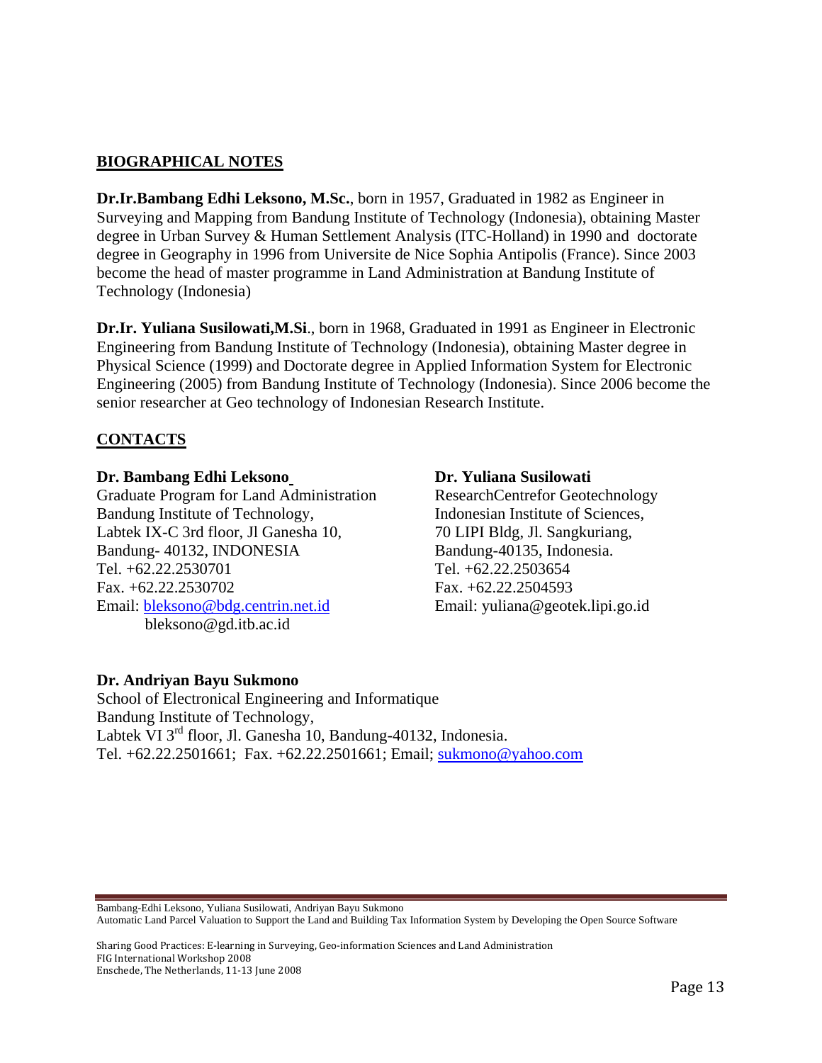## BIOGRAPHICAL NOTES

**Dr.Ir.Bambang Edhi Leksono, M.Sc.**, born in 1957, Graduated in 1982 as Engineer in Surveying and Mapping from Bandung Institute of Technology (Indonesia), obtaining Master degree in Urban Survey & Human Settlement Analysis (ITC-Holland) in 1990 and doctorate degree in Geography in 1996 from Universite de Nice Sophia Antipolis (France). Since 2003 become the head of master programme in Land Administration at Bandung Institute of Technology (Indonesia)

**Dr.Ir. Yuliana Susilowati,M.Si**., born in 1968, Graduated in 1991 as Engineer in Electronic Engineering from Bandung Institute of Technology (Indonesia), obtaining Master degree in Physical Science (1999) and Doctorate degree in Applied Information System for Electronic Engineering (2005) from Bandung Institute of Technology (Indonesia). Since 2006 become the senior researcher at Geo technology of Indonesian Research Institute.

## CONTACTS

**Dr. Bambang Edhi Leksono**
Graduate Program for Land Administration
Bandung Institute of Technology,
Labtek IX-C 3rd floor, Jl Ganesha 10,
Bandung- 40132, INDONESIA
Tel. +62.22.2530701
Fax. +62.22.2530702
Email: bleksono@bdg.centrin.net.id
bleksono@gd.itb.ac.id

**Dr. Yuliana Susilowati**
ResearchCentrefor Geotechnology
Indonesian Institute of Sciences,
70 LIPI Bldg, Jl. Sangkuriang,
Bandung-40135, Indonesia.
Tel. +62.22.2503654
Fax. +62.22.2504593
Email: yuliana@geotek.lipi.go.id

**Dr. Andriyan Bayu Sukmono**
School of Electronical Engineering and Informatique
Bandung Institute of Technology,
Labtek VI 3rd floor, Jl. Ganesha 10, Bandung-40132, Indonesia.
Tel. +62.22.2501661; Fax. +62.22.2501661; Email; sukmono@yahoo.com